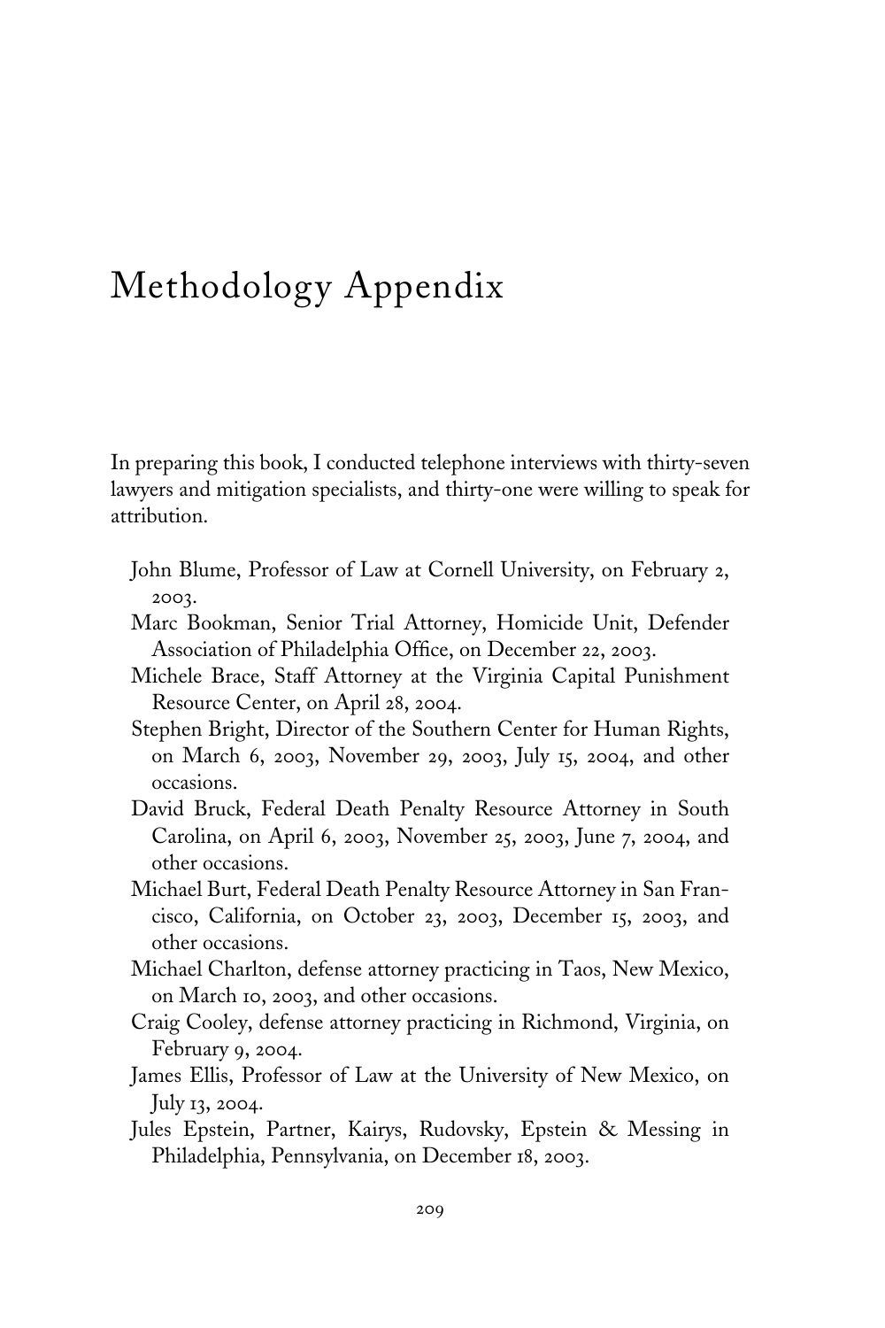# Methodology Appendix

In preparing this book, I conducted telephone interviews with thirty-seven lawyers and mitigation specialists, and thirty-one were willing to speak for attribution.

John Blume, Professor of Law at Cornell University, on February 2, 2003.

Marc Bookman, Senior Trial Attorney, Homicide Unit, Defender Association of Philadelphia Office, on December 22, 2003.

Michele Brace, Staff Attorney at the Virginia Capital Punishment Resource Center, on April 28, 2004.

Stephen Bright, Director of the Southern Center for Human Rights, on March 6, 2003, November 29, 2003, July 15, 2004, and other occasions.

David Bruck, Federal Death Penalty Resource Attorney in South Carolina, on April 6, 2003, November 25, 2003, June 7, 2004, and other occasions.

Michael Burt, Federal Death Penalty Resource Attorney in San Francisco, California, on October 23, 2003, December 15, 2003, and other occasions.

Michael Charlton, defense attorney practicing in Taos, New Mexico, on March 10, 2003, and other occasions.

Craig Cooley, defense attorney practicing in Richmond, Virginia, on February 9, 2004.

James Ellis, Professor of Law at the University of New Mexico, on July 13, 2004.

Jules Epstein, Partner, Kairys, Rudovsky, Epstein & Messing in Philadelphia, Pennsylvania, on December 18, 2003.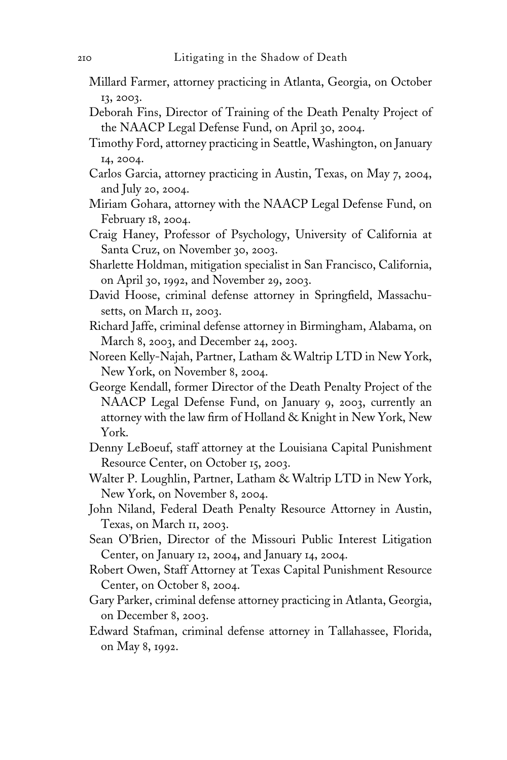Millard Farmer, attorney practicing in Atlanta, Georgia, on October 13, 2003.

Deborah Fins, Director of Training of the Death Penalty Project of the NAACP Legal Defense Fund, on April 30, 2004.

Timothy Ford, attorney practicing in Seattle, Washington, on January 14, 2004.

Carlos Garcia, attorney practicing in Austin, Texas, on May 7, 2004, and July 20, 2004.

Miriam Gohara, attorney with the NAACP Legal Defense Fund, on February 18, 2004.

Craig Haney, Professor of Psychology, University of California at Santa Cruz, on November 30, 2003.

Sharlette Holdman, mitigation specialist in San Francisco, California, on April 30, 1992, and November 29, 2003.

David Hoose, criminal defense attorney in Springfield, Massachusetts, on March 11, 2003.

Richard Jaffe, criminal defense attorney in Birmingham, Alabama, on March 8, 2003, and December 24, 2003.

Noreen Kelly-Najah, Partner, Latham & Waltrip LTD in New York, New York, on November 8, 2004.

George Kendall, former Director of the Death Penalty Project of the NAACP Legal Defense Fund, on January 9, 2003, currently an attorney with the law firm of Holland & Knight in New York, New York.

Denny LeBoeuf, staff attorney at the Louisiana Capital Punishment Resource Center, on October 15, 2003.

Walter P. Loughlin, Partner, Latham & Waltrip LTD in New York, New York, on November 8, 2004.

John Niland, Federal Death Penalty Resource Attorney in Austin, Texas, on March 11, 2003.

Sean O'Brien, Director of the Missouri Public Interest Litigation Center, on January 12, 2004, and January 14, 2004.

Robert Owen, Staff Attorney at Texas Capital Punishment Resource Center, on October 8, 2004.

Gary Parker, criminal defense attorney practicing in Atlanta, Georgia, on December 8, 2003.

Edward Stafman, criminal defense attorney in Tallahassee, Florida, on May 8, 1992.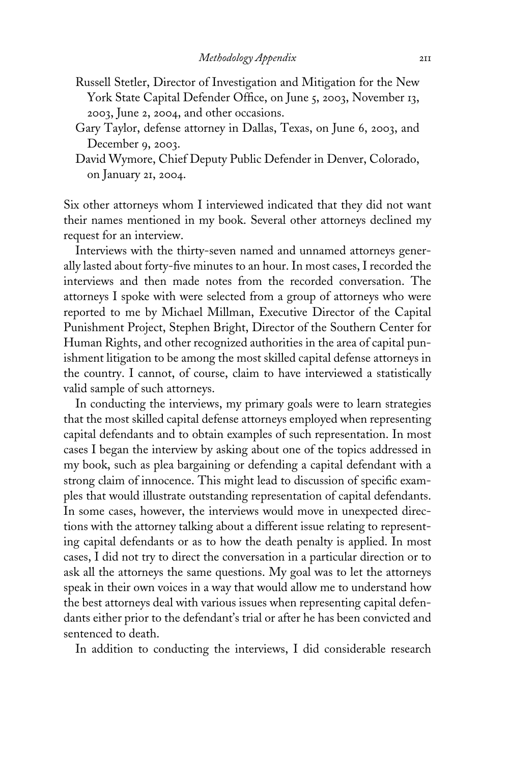Russell Stetler, Director of Investigation and Mitigation for the New York State Capital Defender Office, on June 5, 2003, November 13, 2003, June 2, 2004, and other occasions.

Gary Taylor, defense attorney in Dallas, Texas, on June 6, 2003, and December 9, 2003.

David Wymore, Chief Deputy Public Defender in Denver, Colorado, on January 21, 2004.

Six other attorneys whom I interviewed indicated that they did not want their names mentioned in my book. Several other attorneys declined my request for an interview.

Interviews with the thirty-seven named and unnamed attorneys generally lasted about forty-five minutes to an hour. In most cases, I recorded the interviews and then made notes from the recorded conversation. The attorneys I spoke with were selected from a group of attorneys who were reported to me by Michael Millman, Executive Director of the Capital Punishment Project, Stephen Bright, Director of the Southern Center for Human Rights, and other recognized authorities in the area of capital punishment litigation to be among the most skilled capital defense attorneys in the country. I cannot, of course, claim to have interviewed a statistically valid sample of such attorneys.

In conducting the interviews, my primary goals were to learn strategies that the most skilled capital defense attorneys employed when representing capital defendants and to obtain examples of such representation. In most cases I began the interview by asking about one of the topics addressed in my book, such as plea bargaining or defending a capital defendant with a strong claim of innocence. This might lead to discussion of specific examples that would illustrate outstanding representation of capital defendants. In some cases, however, the interviews would move in unexpected directions with the attorney talking about a different issue relating to representing capital defendants or as to how the death penalty is applied. In most cases, I did not try to direct the conversation in a particular direction or to ask all the attorneys the same questions. My goal was to let the attorneys speak in their own voices in a way that would allow me to understand how the best attorneys deal with various issues when representing capital defendants either prior to the defendant's trial or after he has been convicted and sentenced to death.

In addition to conducting the interviews, I did considerable research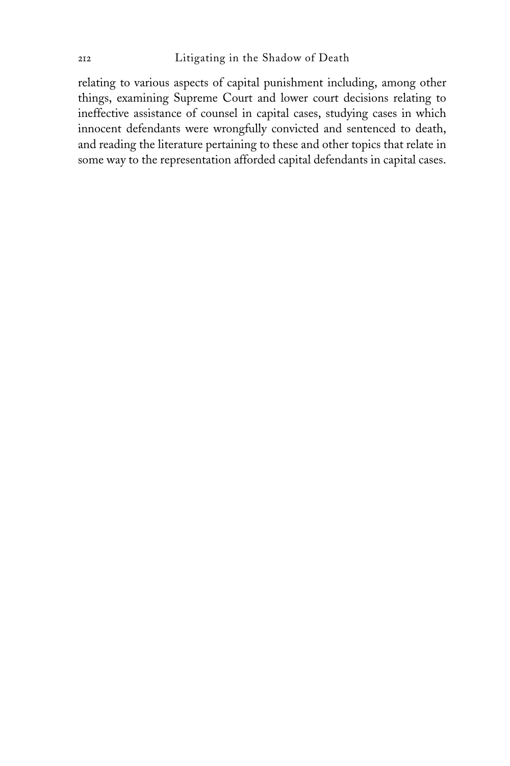relating to various aspects of capital punishment including, among other things, examining Supreme Court and lower court decisions relating to ineffective assistance of counsel in capital cases, studying cases in which innocent defendants were wrongfully convicted and sentenced to death, and reading the literature pertaining to these and other topics that relate in some way to the representation afforded capital defendants in capital cases.